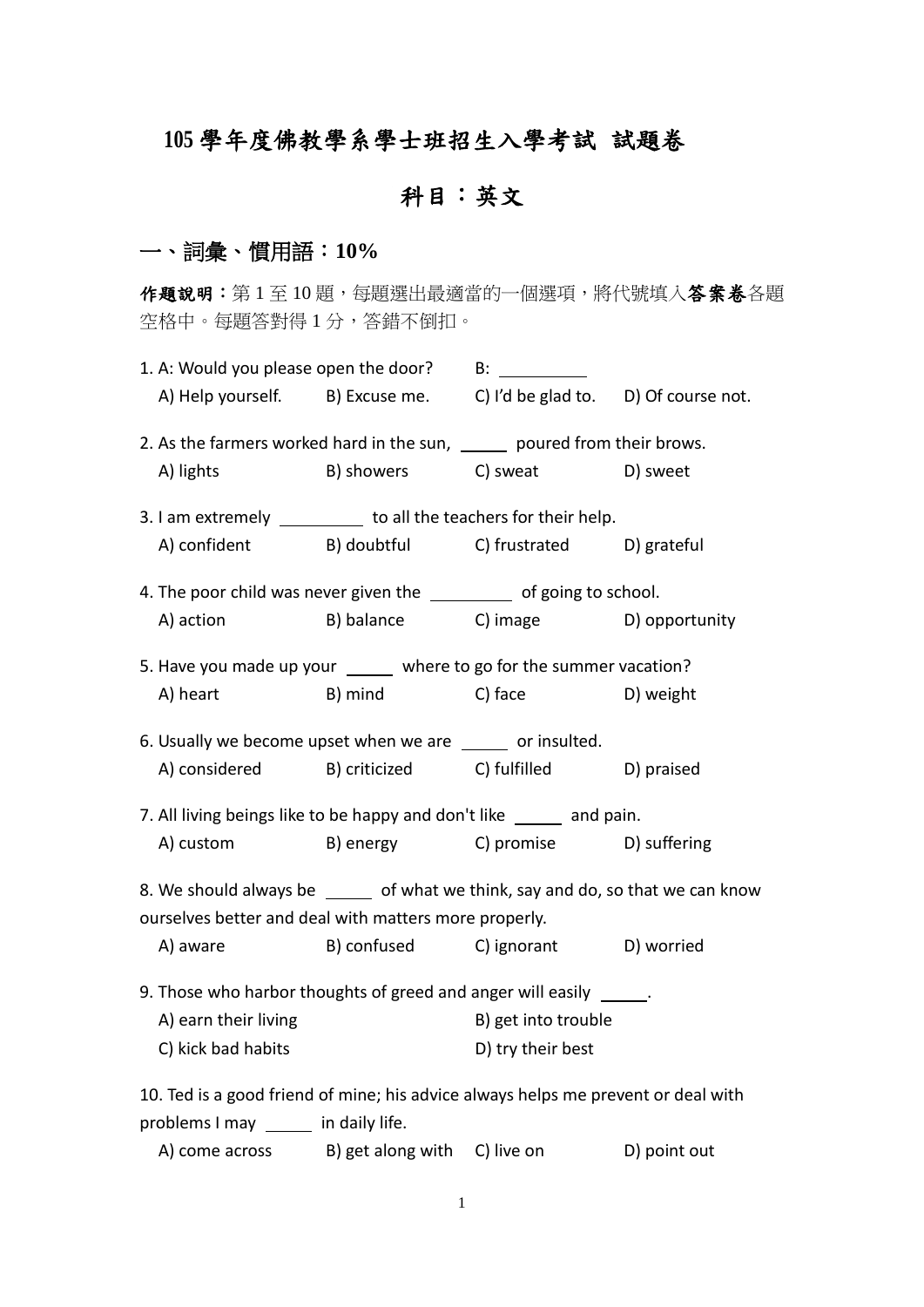# 105學年度佛教學系學士班招生入學考試 試題卷

## 科目：英文

## 一、詞彙、慣用語：10%

**作題說明**：第1至10題，每題選出最適當的一個選項，將代號填入**答案卷**各題空格中。每題答對得1分，答錯不倒扣。

1. A: Would you please open the door? B: ______
   A) Help yourself. B) Excuse me. C) I'd be glad to. D) Of course not.

2. As the farmers worked hard in the sun, ______ poured from their brows.
   A) lights B) showers C) sweat D) sweet

3. I am extremely ______ to all the teachers for their help.
   A) confident B) doubtful C) frustrated D) grateful

4. The poor child was never given the ______ of going to school.
   A) action B) balance C) image D) opportunity

5. Have you made up your ______ where to go for the summer vacation?
   A) heart B) mind C) face D) weight

6. Usually we become upset when we are ______ or insulted.
   A) considered B) criticized C) fulfilled D) praised

7. All living beings like to be happy and don't like ______ and pain.
   A) custom B) energy C) promise D) suffering

8. We should always be ______ of what we think, say and do, so that we can know ourselves better and deal with matters more properly.
   A) aware B) confused C) ignorant D) worried

9. Those who harbor thoughts of greed and anger will easily ______.
   A) earn their living B) get into trouble
   C) kick bad habits D) try their best

10. Ted is a good friend of mine; his advice always helps me prevent or deal with problems I may ______ in daily life.
    A) come across B) get along with C) live on D) point out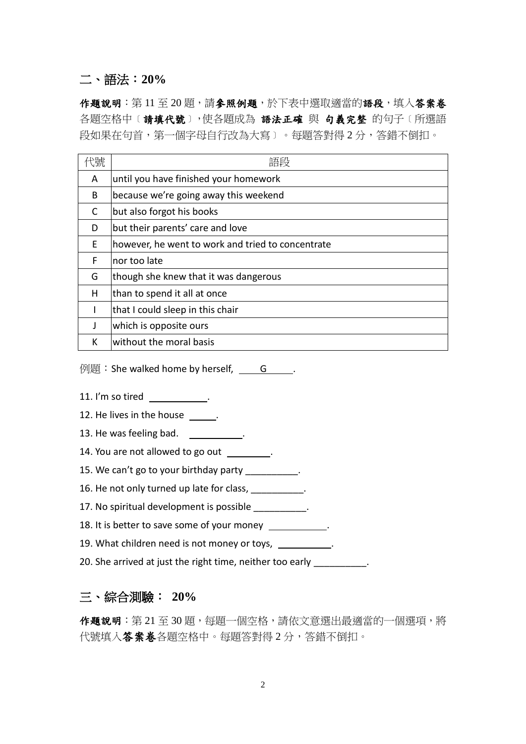## 二、語法：20%

**作題說明**：第 11 至 20 題，請**參照例題**，於下表中選取適當的**語段**，填入**答案卷**各題空格中〔**請填代號**〕，使各題成為 **語法正確** 與 **句義完整** 的句子〔所選語段如果在句首，第一個字母自行改為大寫〕。每題答對得 2 分，答錯不倒扣。

| 代號 | 語段 |
|---|---|
| A | until you have finished your homework |
| B | because we're going away this weekend |
| C | but also forgot his books |
| D | but their parents' care and love |
| E | however, he went to work and tried to concentrate |
| F | nor too late |
| G | though she knew that it was dangerous |
| H | than to spend it all at once |
| I | that I could sleep in this chair |
| J | which is opposite ours |
| K | without the moral basis |

例題：She walked home by herself, ___G___.

11. I'm so tired ________.
12. He lives in the house ____.
13. He was feeling bad. ________.
14. You are not allowed to go out ________.
15. We can't go to your birthday party __________.
16. He not only turned up late for class, __________.
17. No spiritual development is possible __________.
18. It is better to save some of your money __________.
19. What children need is not money or toys, __________.
20. She arrived at just the right time, neither too early __________.

## 三、綜合測驗： 20%

**作題說明**：第 21 至 30 題，每題一個空格，請依文意選出最適當的一個選項，將代號填入**答案卷**各題空格中。每題答對得 2 分，答錯不倒扣。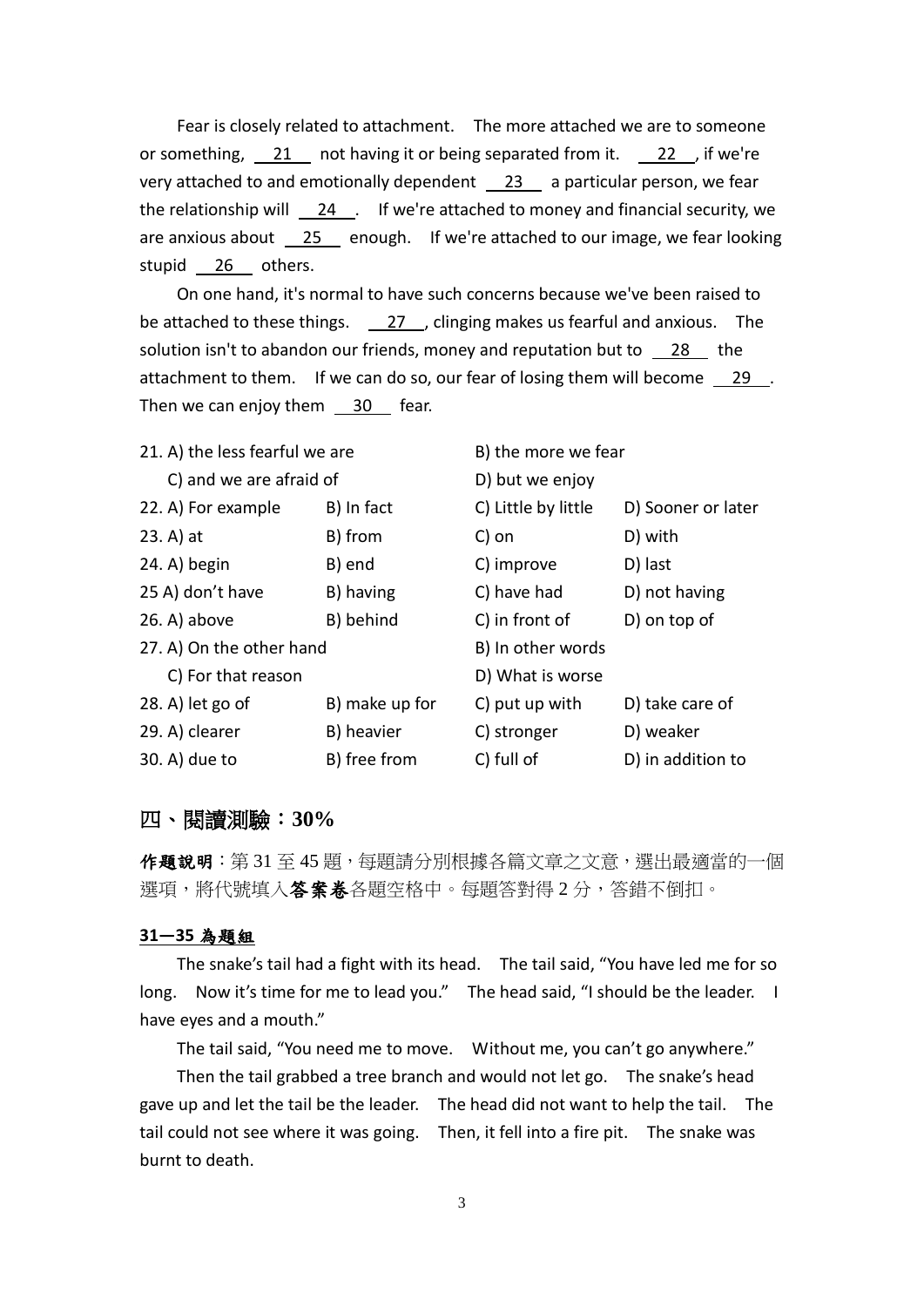Fear is closely related to attachment. The more attached we are to someone or something, __21__ not having it or being separated from it. __22__, if we're very attached to and emotionally dependent __23__ a particular person, we fear the relationship will __24__. If we're attached to money and financial security, we are anxious about __25__ enough. If we're attached to our image, we fear looking stupid __26__ others.

On one hand, it's normal to have such concerns because we've been raised to be attached to these things. __27__, clinging makes us fearful and anxious. The solution isn't to abandon our friends, money and reputation but to __28__ the attachment to them. If we can do so, our fear of losing them will become __29__. Then we can enjoy them __30__ fear.

21. A) the less fearful we are　　B) the more we fear
　C) and we are afraid of　　D) but we enjoy

22. A) For example　B) In fact　C) Little by little　D) Sooner or later

23. A) at　B) from　C) on　D) with

24. A) begin　B) end　C) improve　D) last

25 A) don't have　B) having　C) have had　D) not having

26. A) above　B) behind　C) in front of　D) on top of

27. A) On the other hand　　B) In other words
　C) For that reason　　D) What is worse

28. A) let go of　B) make up for　C) put up with　D) take care of

29. A) clearer　B) heavier　C) stronger　D) weaker

30. A) due to　B) free from　C) full of　D) in addition to

## 四、閱讀測驗：30%

**作題說明**：第 31 至 45 題，每題請分別根據各篇文章之文意，選出最適當的一個選項，將代號填入**答案卷**各題空格中。每題答對得 2 分，答錯不倒扣。

**31—35 為題組**

The snake's tail had a fight with its head. The tail said, "You have led me for so long. Now it's time for me to lead you." The head said, "I should be the leader. I have eyes and a mouth."

The tail said, "You need me to move. Without me, you can't go anywhere."

Then the tail grabbed a tree branch and would not let go. The snake's head gave up and let the tail be the leader. The head did not want to help the tail. The tail could not see where it was going. Then, it fell into a fire pit. The snake was burnt to death.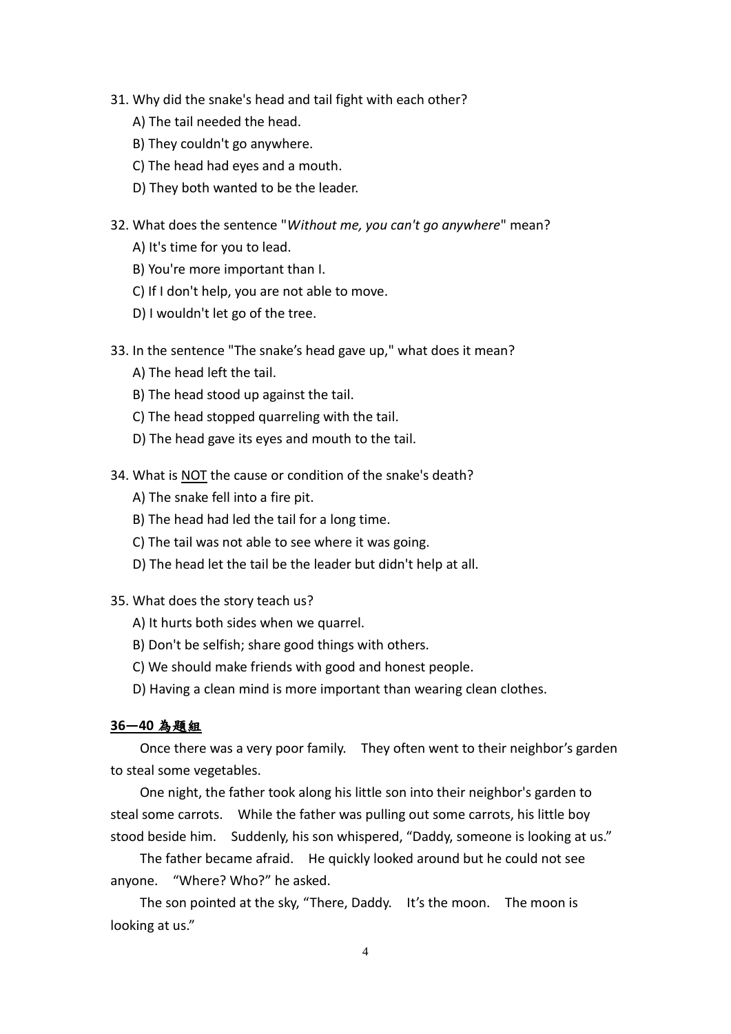31. Why did the snake's head and tail fight with each other?

    A) The tail needed the head.

    B) They couldn't go anywhere.

    C) The head had eyes and a mouth.

    D) They both wanted to be the leader.

32. What does the sentence "*Without me, you can't go anywhere*" mean?

    A) It's time for you to lead.

    B) You're more important than I.

    C) If I don't help, you are not able to move.

    D) I wouldn't let go of the tree.

33. In the sentence "The snake’s head gave up," what does it mean?

    A) The head left the tail.

    B) The head stood up against the tail.

    C) The head stopped quarreling with the tail.

    D) The head gave its eyes and mouth to the tail.

34. What is <u>NOT</u> the cause or condition of the snake's death?

    A) The snake fell into a fire pit.

    B) The head had led the tail for a long time.

    C) The tail was not able to see where it was going.

    D) The head let the tail be the leader but didn't help at all.

35. What does the story teach us?

    A) It hurts both sides when we quarrel.

    B) Don't be selfish; share good things with others.

    C) We should make friends with good and honest people.

    D) Having a clean mind is more important than wearing clean clothes.

**<u>36—40 為題組</u>**

Once there was a very poor family. They often went to their neighbor’s garden to steal some vegetables.

One night, the father took along his little son into their neighbor's garden to steal some carrots. While the father was pulling out some carrots, his little boy stood beside him. Suddenly, his son whispered, “Daddy, someone is looking at us.”

The father became afraid. He quickly looked around but he could not see anyone. “Where? Who?” he asked.

The son pointed at the sky, “There, Daddy. It’s the moon. The moon is looking at us.”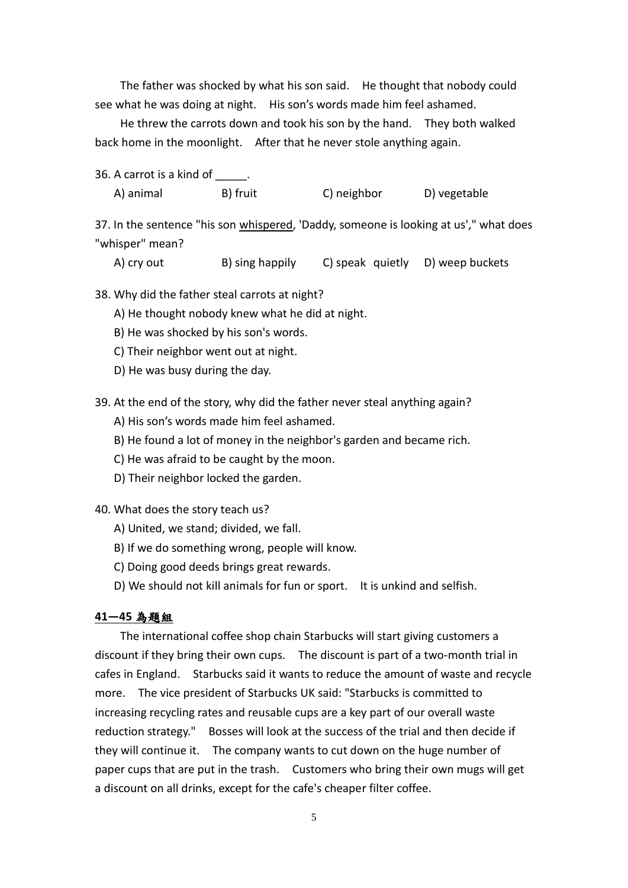The father was shocked by what his son said. He thought that nobody could see what he was doing at night. His son's words made him feel ashamed.

He threw the carrots down and took his son by the hand. They both walked back home in the moonlight. After that he never stole anything again.

36. A carrot is a kind of _____.

   A) animal  B) fruit  C) neighbor  D) vegetable

37. In the sentence "his son <u>whispered</u>, 'Daddy, someone is looking at us'," what does "whisper" mean?

   A) cry out  B) sing happily  C) speak quietly  D) weep buckets

38. Why did the father steal carrots at night?

   A) He thought nobody knew what he did at night.
   B) He was shocked by his son's words.
   C) Their neighbor went out at night.
   D) He was busy during the day.

39. At the end of the story, why did the father never steal anything again?

   A) His son's words made him feel ashamed.
   B) He found a lot of money in the neighbor's garden and became rich.
   C) He was afraid to be caught by the moon.
   D) Their neighbor locked the garden.

40. What does the story teach us?

   A) United, we stand; divided, we fall.
   B) If we do something wrong, people will know.
   C) Doing good deeds brings great rewards.
   D) We should not kill animals for fun or sport. It is unkind and selfish.

**<u>41—45 為題組</u>**

The international coffee shop chain Starbucks will start giving customers a discount if they bring their own cups. The discount is part of a two-month trial in cafes in England. Starbucks said it wants to reduce the amount of waste and recycle more. The vice president of Starbucks UK said: "Starbucks is committed to increasing recycling rates and reusable cups are a key part of our overall waste reduction strategy." Bosses will look at the success of the trial and then decide if they will continue it. The company wants to cut down on the huge number of paper cups that are put in the trash. Customers who bring their own mugs will get a discount on all drinks, except for the cafe's cheaper filter coffee.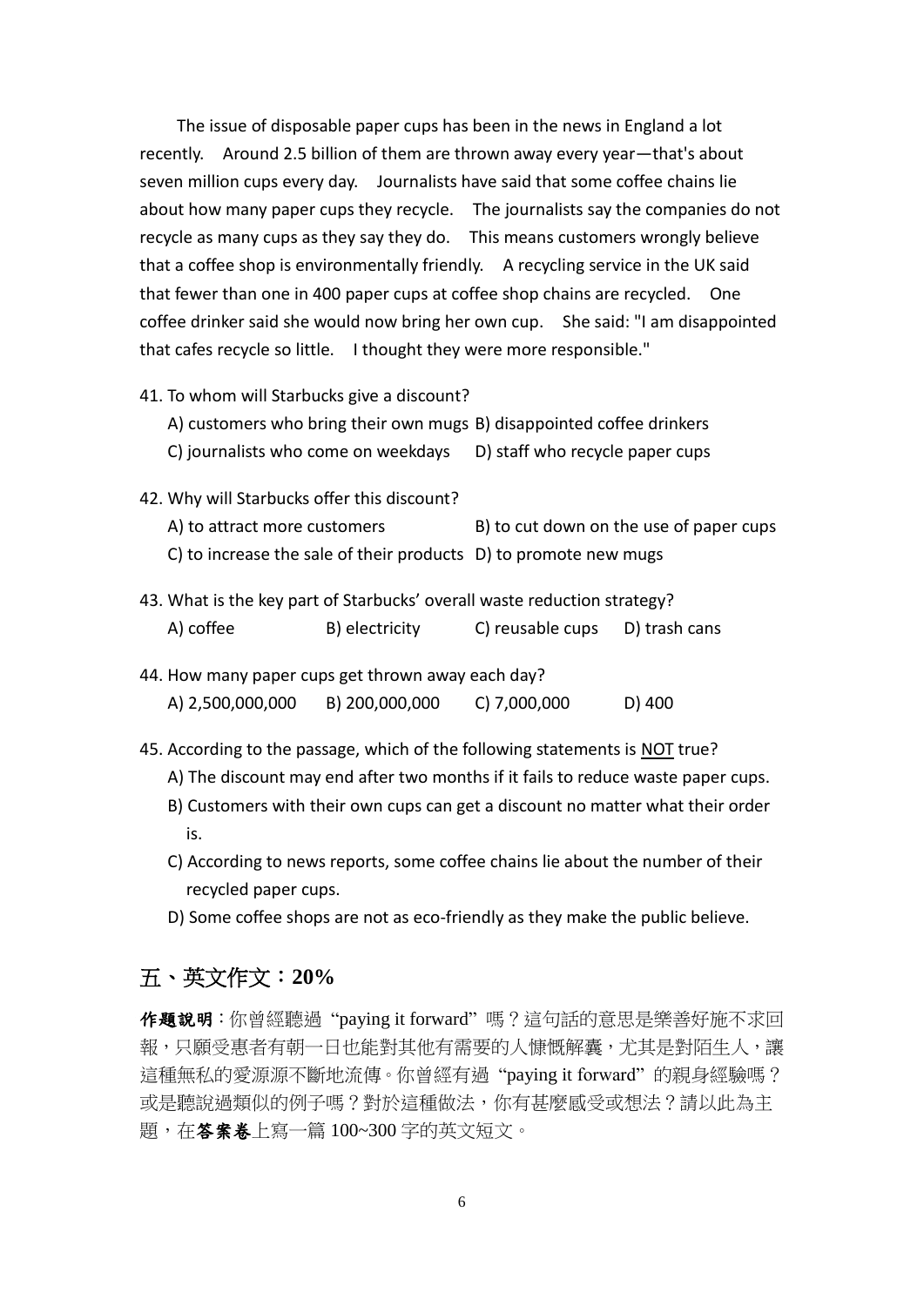The issue of disposable paper cups has been in the news in England a lot recently. Around 2.5 billion of them are thrown away every year—that's about seven million cups every day. Journalists have said that some coffee chains lie about how many paper cups they recycle. The journalists say the companies do not recycle as many cups as they say they do. This means customers wrongly believe that a coffee shop is environmentally friendly. A recycling service in the UK said that fewer than one in 400 paper cups at coffee shop chains are recycled. One coffee drinker said she would now bring her own cup. She said: "I am disappointed that cafes recycle so little. I thought they were more responsible."

41. To whom will Starbucks give a discount?
   A) customers who bring their own mugs B) disappointed coffee drinkers
   C) journalists who come on weekdays D) staff who recycle paper cups

42. Why will Starbucks offer this discount?
   A) to attract more customers B) to cut down on the use of paper cups
   C) to increase the sale of their products D) to promote new mugs

43. What is the key part of Starbucks' overall waste reduction strategy?
   A) coffee B) electricity C) reusable cups D) trash cans

44. How many paper cups get thrown away each day?
   A) 2,500,000,000 B) 200,000,000 C) 7,000,000 D) 400

45. According to the passage, which of the following statements is NOT true?
   A) The discount may end after two months if it fails to reduce waste paper cups.
   B) Customers with their own cups can get a discount no matter what their order is.
   C) According to news reports, some coffee chains lie about the number of their recycled paper cups.
   D) Some coffee shops are not as eco-friendly as they make the public believe.

## 五、英文作文：20%

**作題說明**：你曾經聽過"paying it forward"嗎？這句話的意思是樂善好施不求回報，只願受惠者有朝一日也能對其他有需要的人慷慨解囊，尤其是對陌生人，讓這種無私的愛源源不斷地流傳。你曾經有過"paying it forward"的親身經驗嗎？或是聽說過類似的例子嗎？對於這種做法，你有甚麼感受或想法？請以此為主題，在**答案卷**上寫一篇 100~300 字的英文短文。